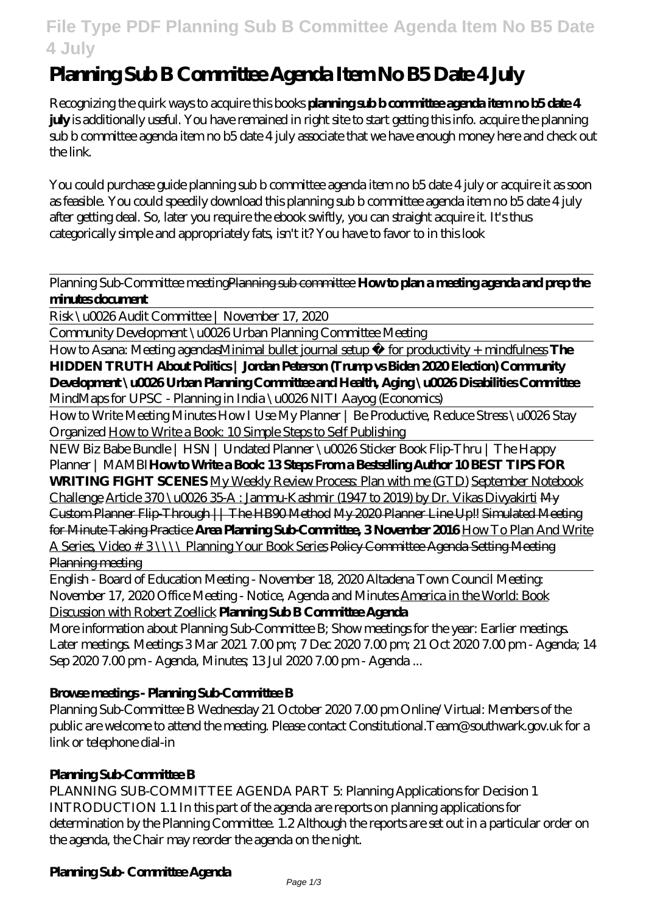# Planning Sub B Committee Agenda Item No B5 Date 4 July

Recognizing the quirk ways to acquire this books **planning sub b committee agenda item no b5 date 4 july** is additionally useful. You have remained in right site to start getting this info. acquire the planning sub b committee agenda item no b5 date 4 july associate that we have enough money here and check out the link.

You could purchase guide planning sub b committee agenda item no b5 date 4 july or acquire it as soon as feasible. You could speedily download this planning sub b committee agenda item no b5 date 4 july after getting deal. So, later you require the ebook swiftly, you can straight acquire it. It's thus categorically simple and appropriately fats, isn't it? You have to favor to in this look

*Planning Sub-Committee meeting* Planning sub committee **How to plan a meeting agenda and prep the minutes document**

*Risk \u0026 Audit Committee | November 17, 2020*

Community Development \u0026 Urban Planning Committee Meeting

How to Asana: Meeting agendas Minimal bullet journal setup ✨ for productivity + mindfulness **The HIDDEN TRUTH About Politics | Jordan Peterson (Trump vs Biden 2020 Election) Community Development \u0026 Urban Planning Committee and Health, Aging \u0026 Disabilities Committee** *MindMaps for UPSC - Planning in India \u0026 NITI Aayog (Economics)*

How to Write Meeting Minutes *How I Use My Planner | Be Productive, Reduce Stress \u0026 Stay Organized* How to Write a Book: 10 Simple Steps to Self Publishing

NEW Biz Babe Bundle | HSN | Undated Planner \u0026 Sticker Book Flip-Thru | The Happy Planner | MAMBI **How to Write a Book: 13 Steps From a Bestselling Author 10 BEST TIPS FOR WRITING FIGHT SCENES** My Weekly Review Process: Plan with me (GTD) September Notebook Challenge Article 370 \u0026 35-A : Jammu-Kashmir (1947 to 2019) by Dr. Vikas Divyakirti ~~My Custom Planner Flip-Through || The HB90 Method~~ ~~My 2020 Planner Line Up!!~~ ~~Simulated Meeting for Minute Taking Practice~~ **Area Planning Sub-Committee, 3 November 2016** How To Plan And Write A Series, Video # 3 \\\\ Planning Your Book Series ~~Policy Committee Agenda Setting Meeting~~ ~~Planning meeting~~

*English - Board of Education Meeting - November 18, 2020 Altadena Town Council Meeting: November 17, 2020 Office Meeting - Notice, Agenda and Minutes* America in the World: Book Discussion with Robert Zoellick **Planning Sub B Committee Agenda**

More information about Planning Sub-Committee B; Show meetings for the year: Earlier meetings. Later meetings. Meetings 3 Mar 2021 7.00 pm; 7 Dec 2020 7.00 pm; 21 Oct 2020 7.00 pm - Agenda; 14 Sep 2020 7.00 pm - Agenda, Minutes; 13 Jul 2020 7.00 pm - Agenda ...

### Browse meetings - Planning Sub-Committee B

Planning Sub-Committee B Wednesday 21 October 2020 7.00 pm Online/Virtual: Members of the public are welcome to attend the meeting. Please contact Constitutional.Team@southwark.gov.uk for a link or telephone dial-in

### Planning Sub-Committee B

PLANNING SUB-COMMITTEE AGENDA PART 5: Planning Applications for Decision 1 INTRODUCTION 1.1 In this part of the agenda are reports on planning applications for determination by the Planning Committee. 1.2 Although the reports are set out in a particular order on the agenda, the Chair may reorder the agenda on the night.

### Planning Sub- Committee Agenda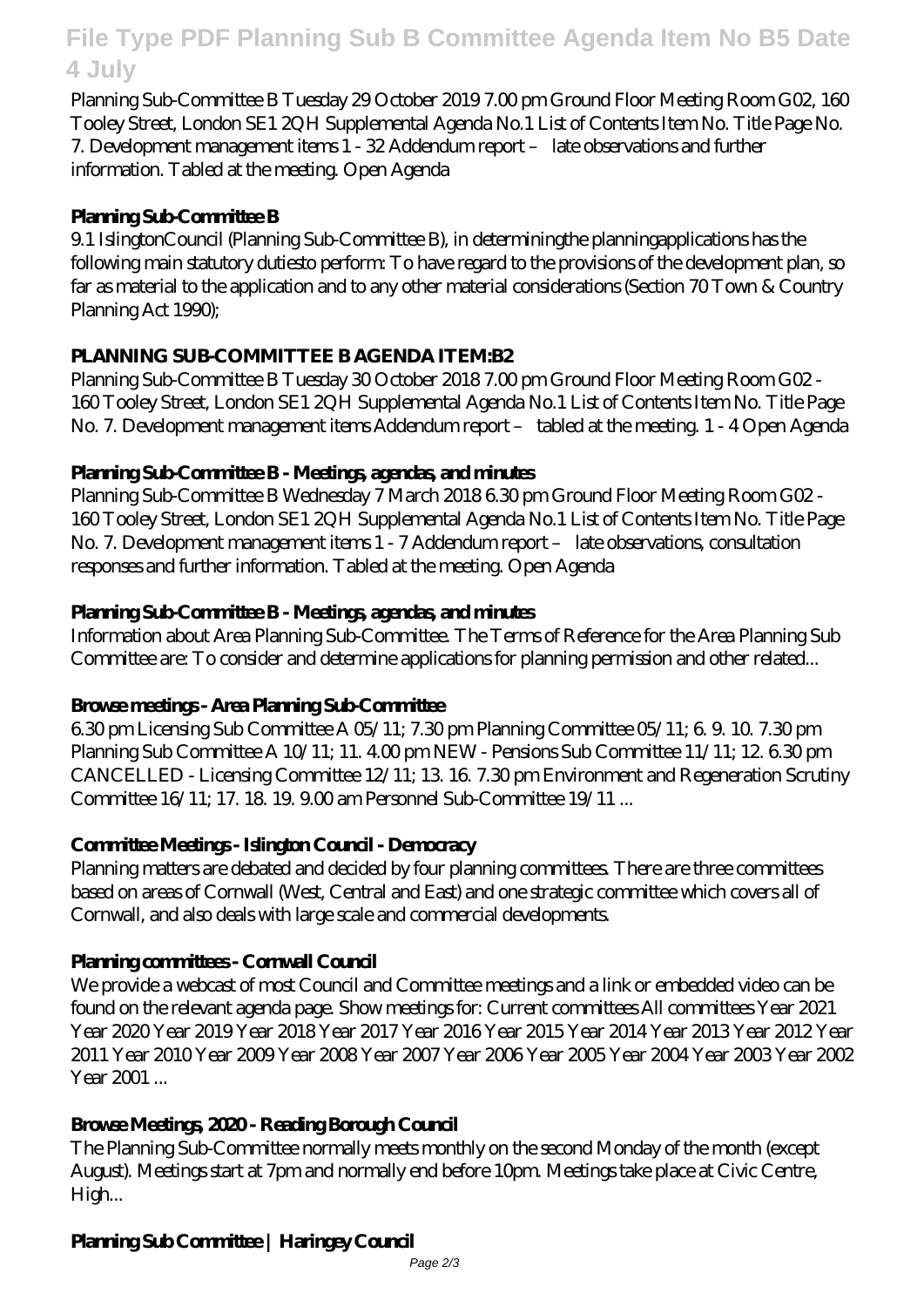Planning Sub-Committee B Tuesday 29 October 2019 7.00 pm Ground Floor Meeting Room G02, 160 Tooley Street, London SE1 2QH Supplemental Agenda No.1 List of Contents Item No. Title Page No. 7. Development management items 1 - 32 Addendum report – late observations and further information. Tabled at the meeting. Open Agenda

**Planning Sub-Committee B**

9.1 IslingtonCouncil (Planning Sub-Committee B), in determiningthe planningapplications has the following main statutory dutiesto perform: To have regard to the provisions of the development plan, so far as material to the application and to any other material considerations (Section 70 Town & Country Planning Act 1990);

**PLANNING SUB-COMMITTEE B AGENDA ITEM:B2**

Planning Sub-Committee B Tuesday 30 October 2018 7.00 pm Ground Floor Meeting Room G02 - 160 Tooley Street, London SE1 2QH Supplemental Agenda No.1 List of Contents Item No. Title Page No. 7. Development management items Addendum report – tabled at the meeting. 1 - 4 Open Agenda

**Planning Sub-Committee B - Meetings, agendas, and minutes**

Planning Sub-Committee B Wednesday 7 March 2018 6.30 pm Ground Floor Meeting Room G02 - 160 Tooley Street, London SE1 2QH Supplemental Agenda No.1 List of Contents Item No. Title Page No. 7. Development management items 1 - 7 Addendum report – late observations, consultation responses and further information. Tabled at the meeting. Open Agenda

**Planning Sub-Committee B - Meetings, agendas, and minutes**

Information about Area Planning Sub-Committee. The Terms of Reference for the Area Planning Sub Committee are: To consider and determine applications for planning permission and other related...

**Browse meetings - Area Planning Sub-Committee**

6.30 pm Licensing Sub Committee A 05/11; 7.30 pm Planning Committee 05/11; 6. 9. 10. 7.30 pm Planning Sub Committee A 10/11; 11. 4.00 pm NEW - Pensions Sub Committee 11/11; 12. 6.30 pm CANCELLED - Licensing Committee 12/11; 13. 16. 7.30 pm Environment and Regeneration Scrutiny Committee 16/11; 17. 18. 19. 9.00 am Personnel Sub-Committee 19/11 ...

**Committee Meetings - Islington Council - Democracy**

Planning matters are debated and decided by four planning committees. There are three committees based on areas of Cornwall (West, Central and East) and one strategic committee which covers all of Cornwall, and also deals with large scale and commercial developments.

**Planning committees - Cornwall Council**

We provide a webcast of most Council and Committee meetings and a link or embedded video can be found on the relevant agenda page. Show meetings for: Current committees All committees Year 2021 Year 2020 Year 2019 Year 2018 Year 2017 Year 2016 Year 2015 Year 2014 Year 2013 Year 2012 Year 2011 Year 2010 Year 2009 Year 2008 Year 2007 Year 2006 Year 2005 Year 2004 Year 2003 Year 2002 Year 2001 ...

**Browse Meetings, 2020 - Reading Borough Council**

The Planning Sub-Committee normally meets monthly on the second Monday of the month (except August). Meetings start at 7pm and normally end before 10pm. Meetings take place at Civic Centre, High...

**Planning Sub Committee | Haringey Council**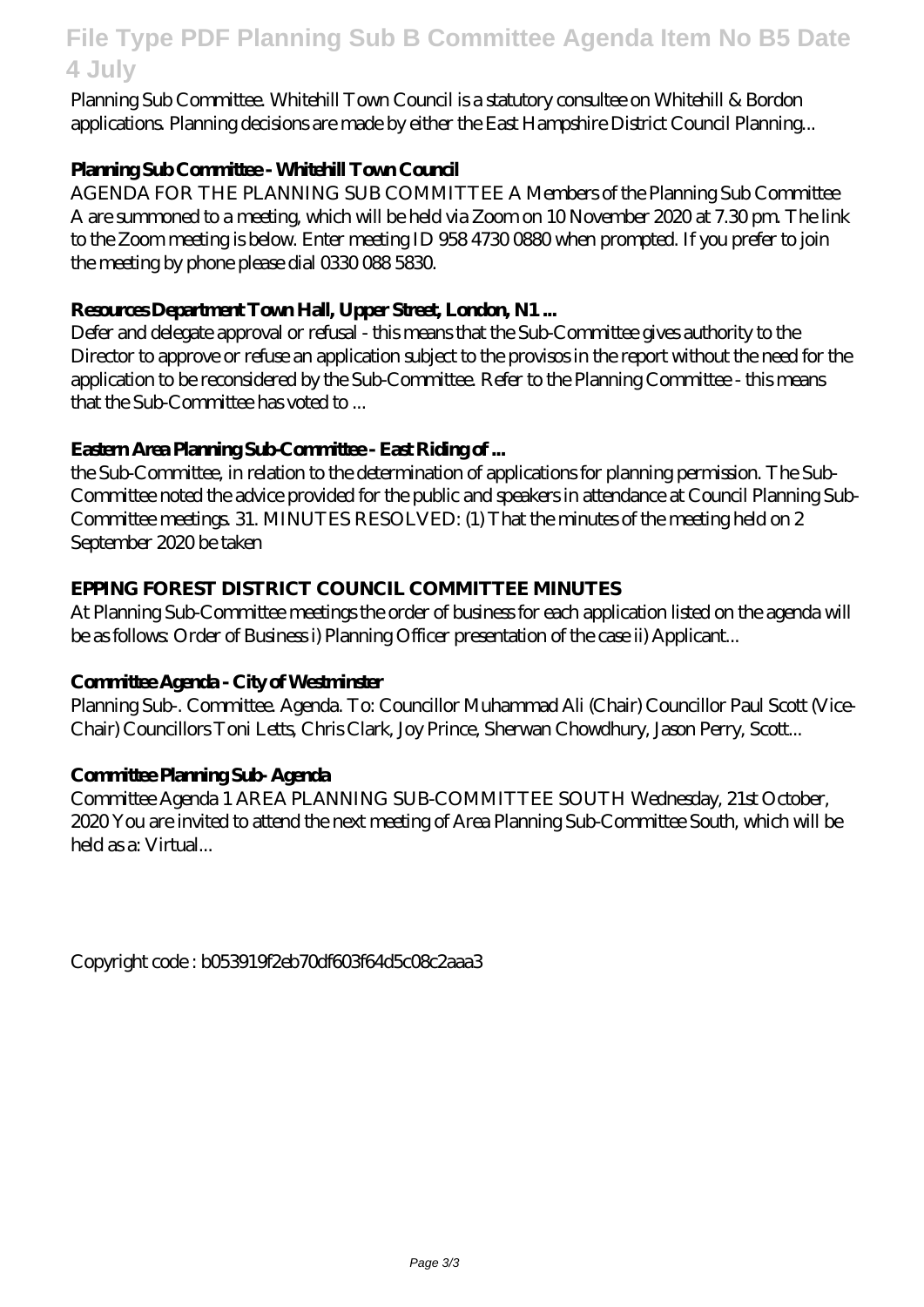Planning Sub Committee. Whitehill Town Council is a statutory consultee on Whitehill & Bordon applications. Planning decisions are made by either the East Hampshire District Council Planning...

**Planning Sub Committee - Whitehill Town Council**

AGENDA FOR THE PLANNING SUB COMMITTEE A Members of the Planning Sub Committee A are summoned to a meeting, which will be held via Zoom on 10 November 2020 at 7.30 pm. The link to the Zoom meeting is below. Enter meeting ID 958 4730 0880 when prompted. If you prefer to join the meeting by phone please dial 0330 088 5830.

**Resources Department Town Hall, Upper Street, London, N1 ...**

Defer and delegate approval or refusal - this means that the Sub-Committee gives authority to the Director to approve or refuse an application subject to the provisos in the report without the need for the application to be reconsidered by the Sub-Committee. Refer to the Planning Committee - this means that the Sub-Committee has voted to ...

**Eastern Area Planning Sub-Committee - East Riding of ...**

the Sub-Committee, in relation to the determination of applications for planning permission. The Sub-Committee noted the advice provided for the public and speakers in attendance at Council Planning Sub-Committee meetings. 31. MINUTES RESOLVED: (1) That the minutes of the meeting held on 2 September 2020 be taken

**EPPING FOREST DISTRICT COUNCIL COMMITTEE MINUTES**

At Planning Sub-Committee meetings the order of business for each application listed on the agenda will be as follows: Order of Business i) Planning Officer presentation of the case ii) Applicant...

**Committee Agenda - City of Westminster**

Planning Sub-. Committee. Agenda. To: Councillor Muhammad Ali (Chair) Councillor Paul Scott (Vice-Chair) Councillors Toni Letts, Chris Clark, Joy Prince, Sherwan Chowdhury, Jason Perry, Scott...

**Committee Planning Sub- Agenda**

Committee Agenda 1 AREA PLANNING SUB-COMMITTEE SOUTH Wednesday, 21st October, 2020 You are invited to attend the next meeting of Area Planning Sub-Committee South, which will be held as a: Virtual...

Copyright code : b053919f2eb70df603f64d5c08c2aaa3